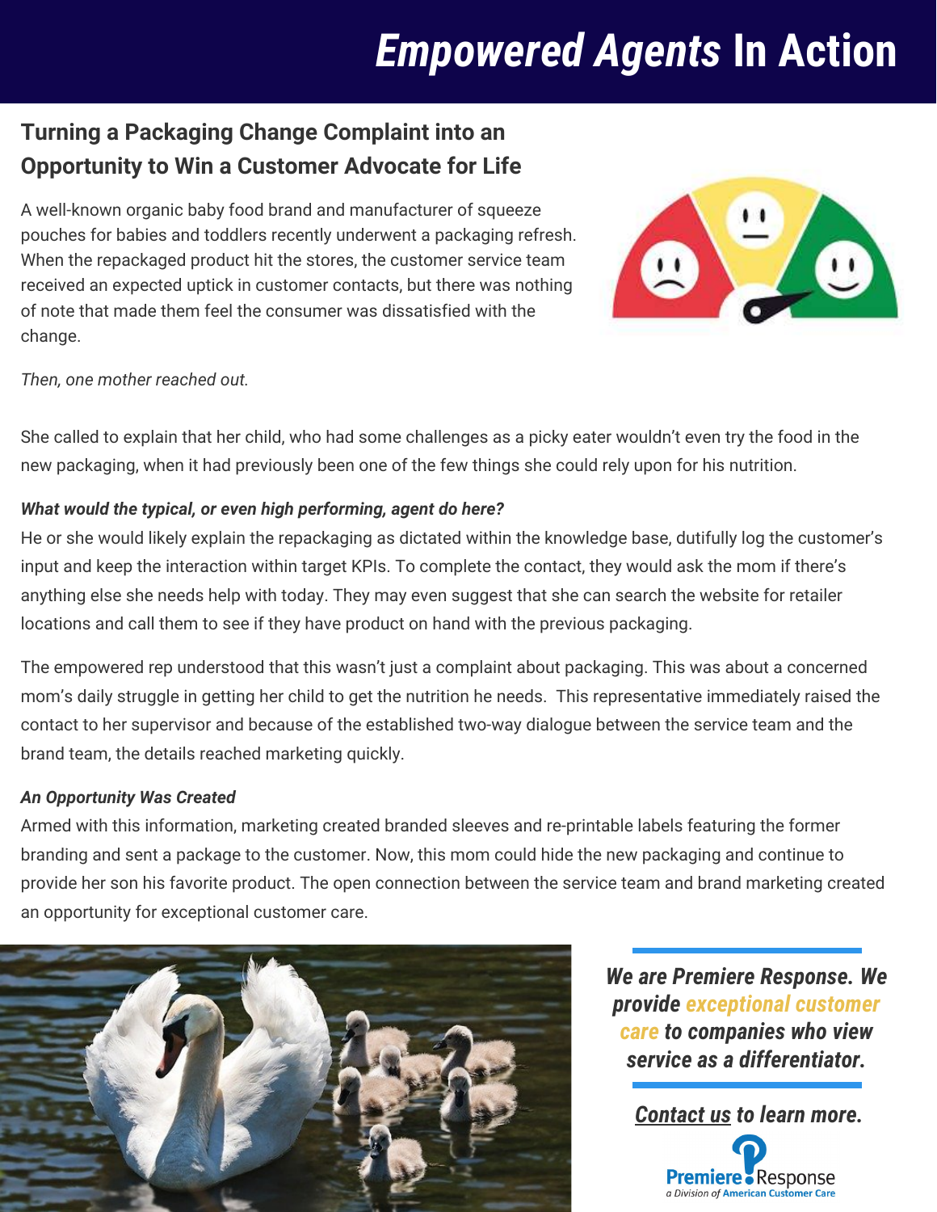# *Empowered Agents* In Action

## Turning a Packaging Change Complaint into an Opportunity to Win a Customer Advocate for Life

A well-known organic baby food brand and manufacturer of squeeze pouches for babies and toddlers recently underwent a packaging refresh. When the repackaged product hit the stores, the customer service team received an expected uptick in customer contacts, but there was nothing of note that made them feel the consumer was dissatisfied with the change.

*Then, one mother reached out.*

She called to explain that her child, who had some challenges as a picky eater wouldn't even try the food in the new packaging, when it had previously been one of the few things she could rely upon for his nutrition.

***What would the typical, or even high performing, agent do here?***

He or she would likely explain the repackaging as dictated within the knowledge base, dutifully log the customer's input and keep the interaction within target KPIs. To complete the contact, they would ask the mom if there's anything else she needs help with today. They may even suggest that she can search the website for retailer locations and call them to see if they have product on hand with the previous packaging.

The empowered rep understood that this wasn't just a complaint about packaging. This was about a concerned mom's daily struggle in getting her child to get the nutrition he needs. This representative immediately raised the contact to her supervisor and because of the established two-way dialogue between the service team and the brand team, the details reached marketing quickly.

***An Opportunity Was Created***

Armed with this information, marketing created branded sleeves and re-printable labels featuring the former branding and sent a package to the customer. Now, this mom could hide the new packaging and continue to provide her son his favorite product. The open connection between the service team and brand marketing created an opportunity for exceptional customer care.

***We are Premiere Response. We provide exceptional customer care to companies who view service as a differentiator.***

***Contact us to learn more.***

Premiere Response
a Division of American Customer Care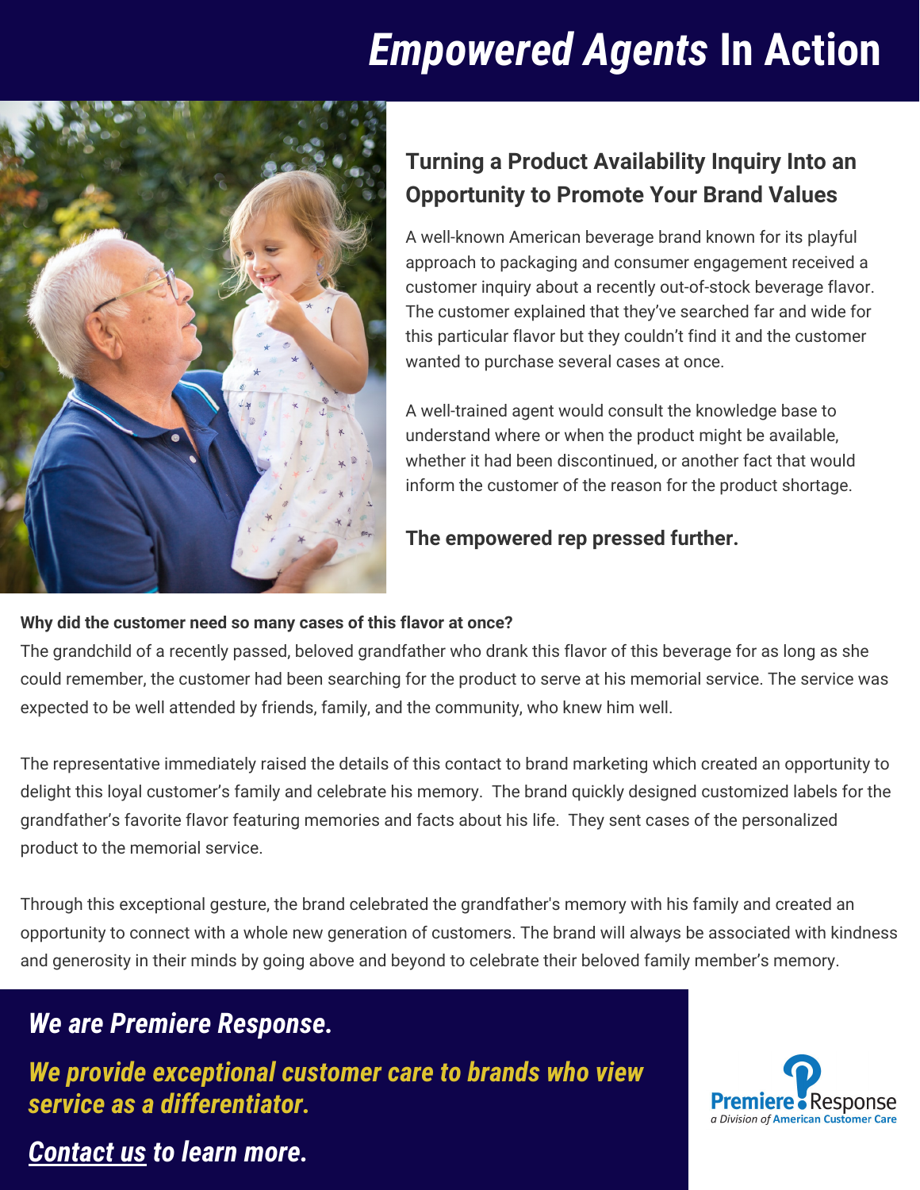# *Empowered Agents* In Action

## Turning a Product Availability Inquiry Into an Opportunity to Promote Your Brand Values

A well-known American beverage brand known for its playful approach to packaging and consumer engagement received a customer inquiry about a recently out-of-stock beverage flavor. The customer explained that they've searched far and wide for this particular flavor but they couldn't find it and the customer wanted to purchase several cases at once.

A well-trained agent would consult the knowledge base to understand where or when the product might be available, whether it had been discontinued, or another fact that would inform the customer of the reason for the product shortage.

**The empowered rep pressed further.**

**Why did the customer need so many cases of this flavor at once?**

The grandchild of a recently passed, beloved grandfather who drank this flavor of this beverage for as long as she could remember, the customer had been searching for the product to serve at his memorial service. The service was expected to be well attended by friends, family, and the community, who knew him well.

The representative immediately raised the details of this contact to brand marketing which created an opportunity to delight this loyal customer's family and celebrate his memory. The brand quickly designed customized labels for the grandfather's favorite flavor featuring memories and facts about his life. They sent cases of the personalized product to the memorial service.

Through this exceptional gesture, the brand celebrated the grandfather's memory with his family and created an opportunity to connect with a whole new generation of customers. The brand will always be associated with kindness and generosity in their minds by going above and beyond to celebrate their beloved family member's memory.

***We are Premiere Response.***

***We provide exceptional customer care to brands who view service as a differentiator.***

***Contact us to learn more.***

Premiere Response
a Division of American Customer Care